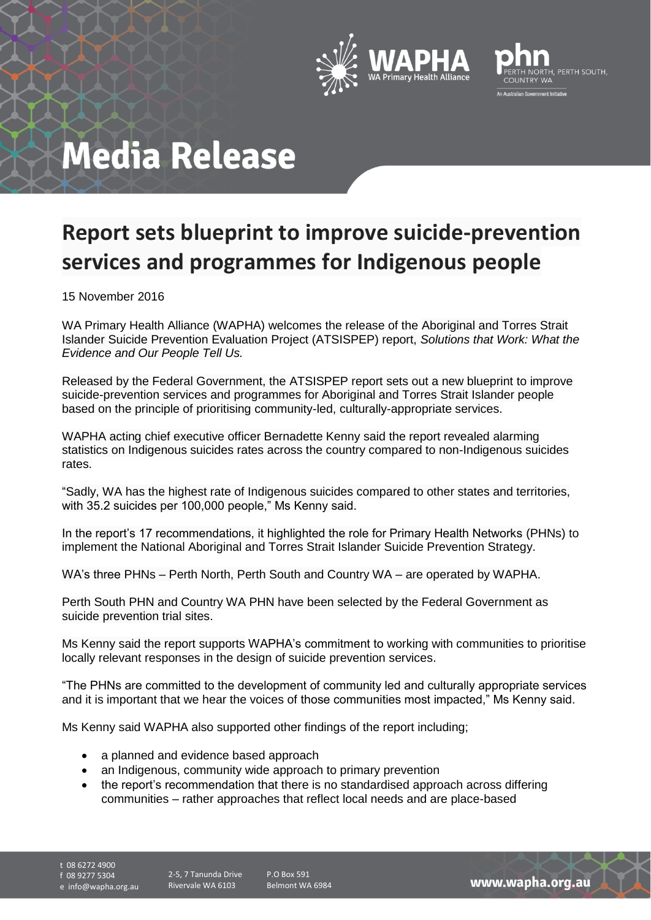# Media Release

## Report sets blueprint to improve suicide-prevention services and programmes for Indigenous people

15 November 2016

WA Primary Health Alliance (WAPHA) welcomes the release of the Aboriginal and Torres Strait Islander Suicide Prevention Evaluation Project (ATSISPEP) report, *Solutions that Work: What the Evidence and Our People Tell Us.*

Released by the Federal Government, the ATSISPEP report sets out a new blueprint to improve suicide-prevention services and programmes for Aboriginal and Torres Strait Islander people based on the principle of prioritising community-led, culturally-appropriate services.

WAPHA acting chief executive officer Bernadette Kenny said the report revealed alarming statistics on Indigenous suicides rates across the country compared to non-Indigenous suicides rates.

"Sadly, WA has the highest rate of Indigenous suicides compared to other states and territories, with 35.2 suicides per 100,000 people," Ms Kenny said.

In the report's 17 recommendations, it highlighted the role for Primary Health Networks (PHNs) to implement the National Aboriginal and Torres Strait Islander Suicide Prevention Strategy.

WA's three PHNs – Perth North, Perth South and Country WA – are operated by WAPHA.

Perth South PHN and Country WA PHN have been selected by the Federal Government as suicide prevention trial sites.

Ms Kenny said the report supports WAPHA's commitment to working with communities to prioritise locally relevant responses in the design of suicide prevention services.

"The PHNs are committed to the development of community led and culturally appropriate services and it is important that we hear the voices of those communities most impacted," Ms Kenny said.

Ms Kenny said WAPHA also supported other findings of the report including;

- a planned and evidence based approach
- an Indigenous, community wide approach to primary prevention
- the report's recommendation that there is no standardised approach across differing communities – rather approaches that reflect local needs and are place-based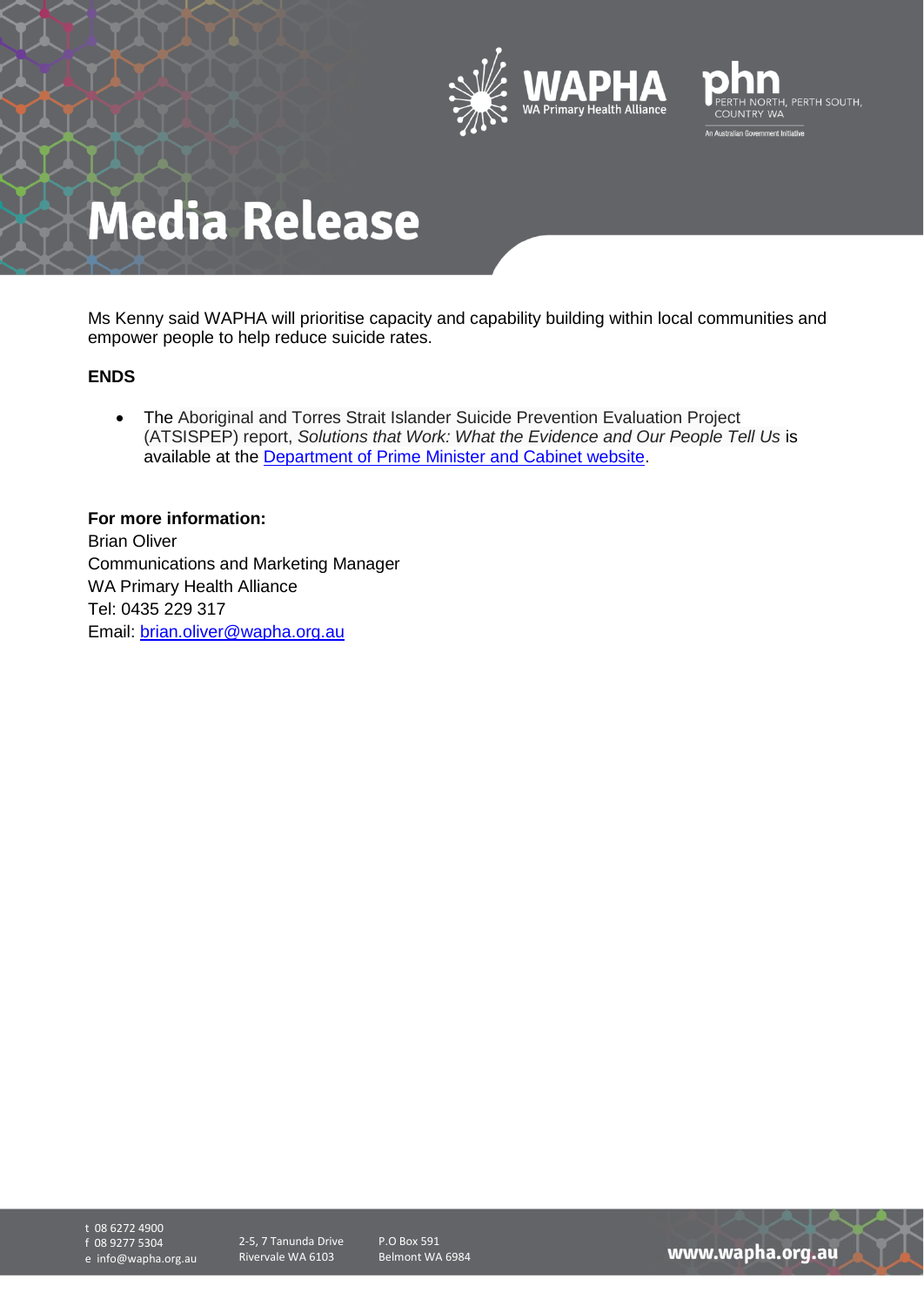Ms Kenny said WAPHA will prioritise capacity and capability building within local communities and empower people to help reduce suicide rates.

**ENDS**

- The Aboriginal and Torres Strait Islander Suicide Prevention Evaluation Project (ATSISPEP) report, *Solutions that Work: What the Evidence and Our People Tell Us* is available at the Department of Prime Minister and Cabinet website.

**For more information:**
Brian Oliver
Communications and Marketing Manager
WA Primary Health Alliance
Tel: 0435 229 317
Email: brian.oliver@wapha.org.au